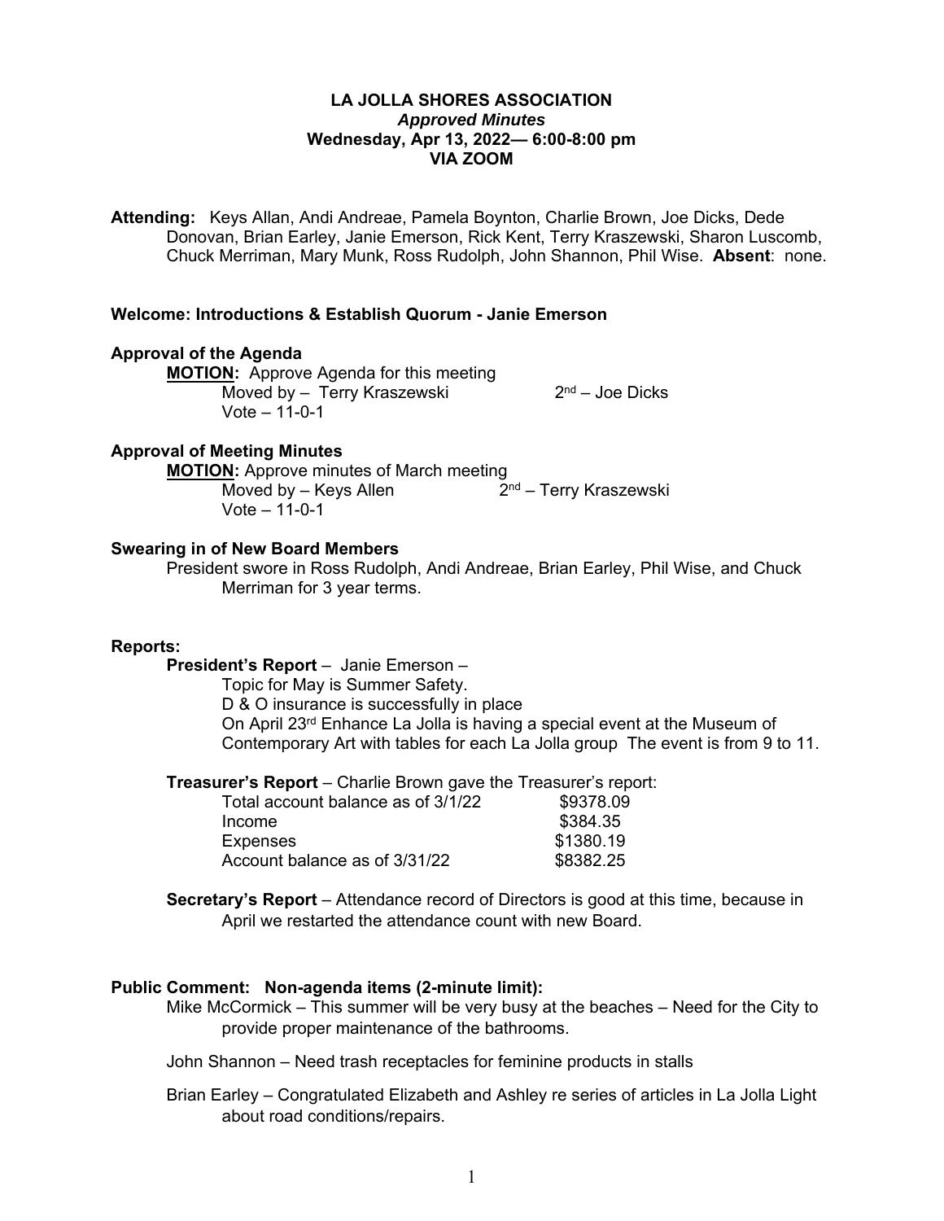# LA JOLLA SHORES ASSOCIATION

***Approved Minutes***

**Wednesday, Apr 13, 2022— 6:00-8:00 pm**

**VIA ZOOM**

**Attending:** Keys Allan, Andi Andreae, Pamela Boynton, Charlie Brown, Joe Dicks, Dede Donovan, Brian Earley, Janie Emerson, Rick Kent, Terry Kraszewski, Sharon Luscomb, Chuck Merriman, Mary Munk, Ross Rudolph, John Shannon, Phil Wise. **Absent**: none.

**Welcome: Introductions & Establish Quorum - Janie Emerson**

**Approval of the Agenda**

**MOTION:** Approve Agenda for this meeting

Moved by – Terry Kraszewski 2nd – Joe Dicks

Vote – 11-0-1

**Approval of Meeting Minutes**

**MOTION:** Approve minutes of March meeting

Moved by – Keys Allen 2nd – Terry Kraszewski

Vote – 11-0-1

**Swearing in of New Board Members**

President swore in Ross Rudolph, Andi Andreae, Brian Earley, Phil Wise, and Chuck Merriman for 3 year terms.

**Reports:**

**President's Report** – Janie Emerson –

Topic for May is Summer Safety.

D & O insurance is successfully in place

On April 23rd Enhance La Jolla is having a special event at the Museum of Contemporary Art with tables for each La Jolla group The event is from 9 to 11.

**Treasurer's Report** – Charlie Brown gave the Treasurer's report:

| | |
|---|---|
| Total account balance as of 3/1/22 | \$9378.09 |
| Income | \$384.35 |
| Expenses | \$1380.19 |
| Account balance as of 3/31/22 | \$8382.25 |

**Secretary's Report** – Attendance record of Directors is good at this time, because in April we restarted the attendance count with new Board.

**Public Comment: Non-agenda items (2-minute limit):**

Mike McCormick – This summer will be very busy at the beaches – Need for the City to provide proper maintenance of the bathrooms.

John Shannon – Need trash receptacles for feminine products in stalls

Brian Earley – Congratulated Elizabeth and Ashley re series of articles in La Jolla Light about road conditions/repairs.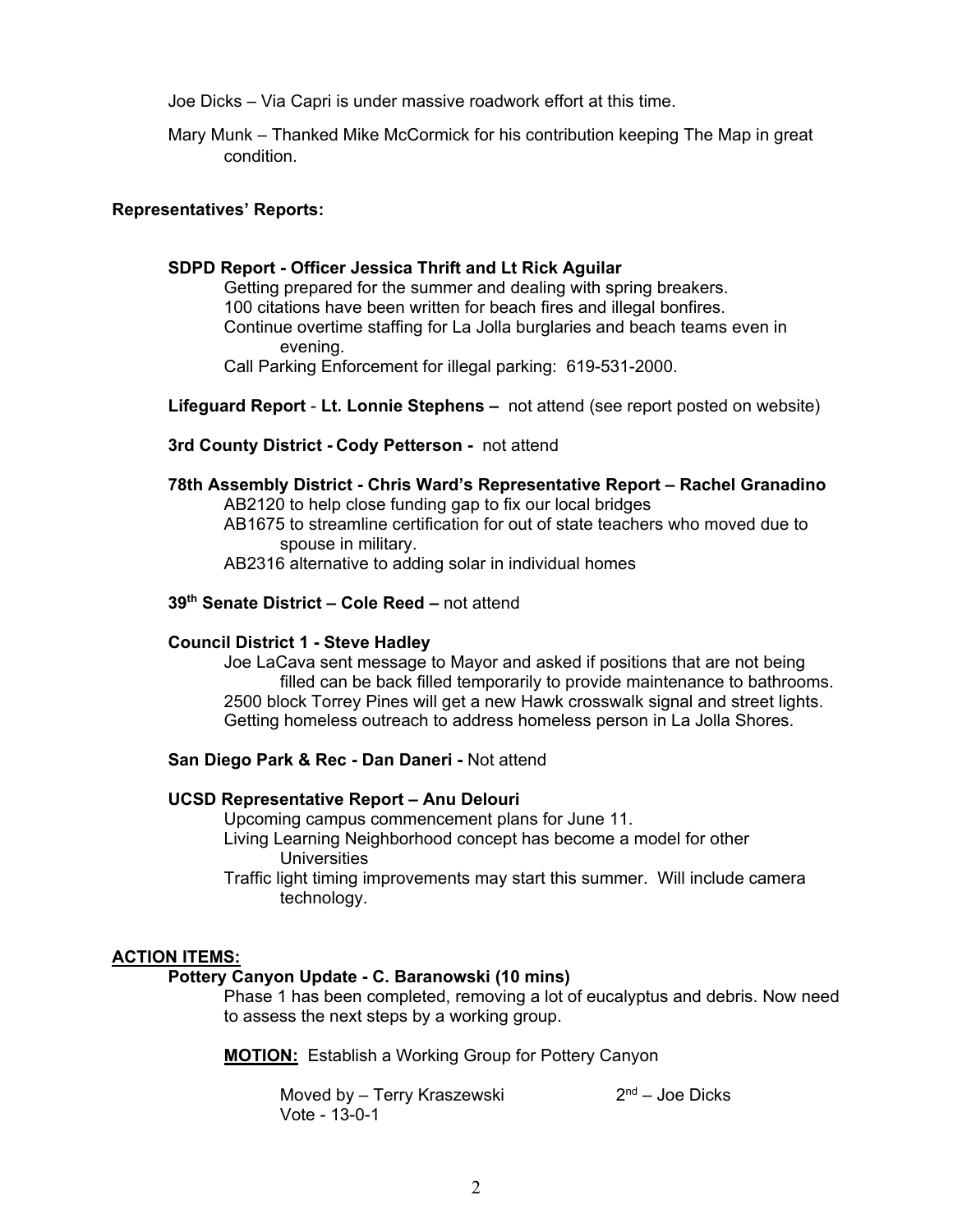Joe Dicks – Via Capri is under massive roadwork effort at this time.

Mary Munk – Thanked Mike McCormick for his contribution keeping The Map in great condition.

**Representatives' Reports:**

**SDPD Report - Officer Jessica Thrift and Lt Rick Aguilar**

Getting prepared for the summer and dealing with spring breakers.
100 citations have been written for beach fires and illegal bonfires.
Continue overtime staffing for La Jolla burglaries and beach teams even in evening.
Call Parking Enforcement for illegal parking: 619-531-2000.

**Lifeguard Report** - **Lt. Lonnie Stephens –** not attend (see report posted on website)

**3rd County District - Cody Petterson -** not attend

**78th Assembly District - Chris Ward's Representative Report – Rachel Granadino**

AB2120 to help close funding gap to fix our local bridges
AB1675 to streamline certification for out of state teachers who moved due to spouse in military.
AB2316 alternative to adding solar in individual homes

**39th Senate District – Cole Reed –** not attend

**Council District 1 - Steve Hadley**

Joe LaCava sent message to Mayor and asked if positions that are not being filled can be back filled temporarily to provide maintenance to bathrooms.
2500 block Torrey Pines will get a new Hawk crosswalk signal and street lights.
Getting homeless outreach to address homeless person in La Jolla Shores.

**San Diego Park & Rec - Dan Daneri -** Not attend

**UCSD Representative Report – Anu Delouri**

Upcoming campus commencement plans for June 11.
Living Learning Neighborhood concept has become a model for other Universities
Traffic light timing improvements may start this summer. Will include camera technology.

**ACTION ITEMS:**

**Pottery Canyon Update - C. Baranowski (10 mins)**

Phase 1 has been completed, removing a lot of eucalyptus and debris. Now need to assess the next steps by a working group.

**MOTION:** Establish a Working Group for Pottery Canyon

Moved by – Terry Kraszewski 2nd – Joe Dicks
Vote - 13-0-1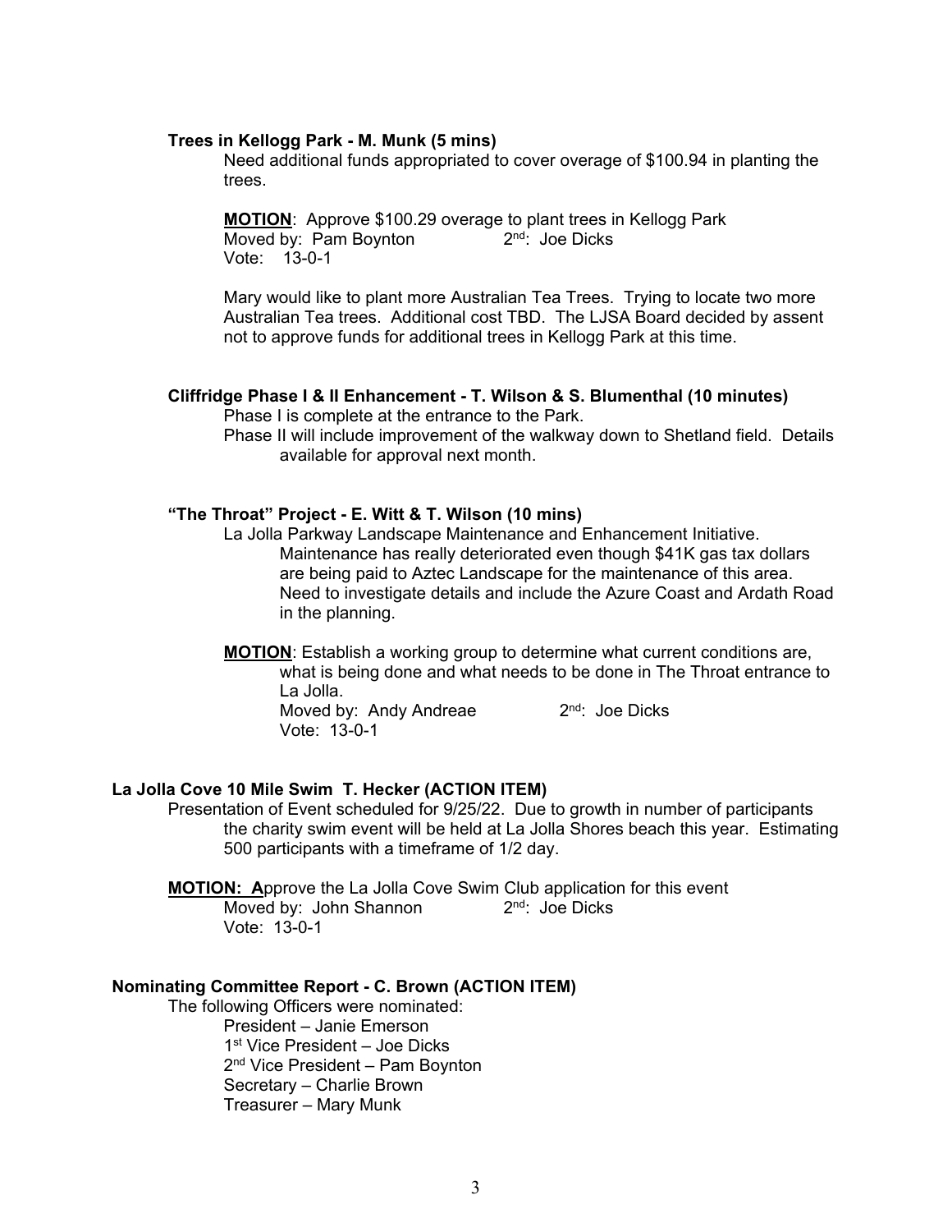**Trees in Kellogg Park - M. Munk (5 mins)**

Need additional funds appropriated to cover overage of $100.94 in planting the trees.

**MOTION**: Approve $100.29 overage to plant trees in Kellogg Park
Moved by: Pam Boynton 2nd: Joe Dicks
Vote: 13-0-1

Mary would like to plant more Australian Tea Trees. Trying to locate two more Australian Tea trees. Additional cost TBD. The LJSA Board decided by assent not to approve funds for additional trees in Kellogg Park at this time.

**Cliffridge Phase I & II Enhancement - T. Wilson & S. Blumenthal (10 minutes)**

Phase I is complete at the entrance to the Park.
Phase II will include improvement of the walkway down to Shetland field. Details available for approval next month.

**"The Throat" Project - E. Witt & T. Wilson (10 mins)**

La Jolla Parkway Landscape Maintenance and Enhancement Initiative.
Maintenance has really deteriorated even though $41K gas tax dollars are being paid to Aztec Landscape for the maintenance of this area. Need to investigate details and include the Azure Coast and Ardath Road in the planning.

**MOTION**: Establish a working group to determine what current conditions are, what is being done and what needs to be done in The Throat entrance to La Jolla.
Moved by: Andy Andreae 2nd: Joe Dicks
Vote: 13-0-1

**La Jolla Cove 10 Mile Swim T. Hecker (ACTION ITEM)**

Presentation of Event scheduled for 9/25/22. Due to growth in number of participants the charity swim event will be held at La Jolla Shores beach this year. Estimating 500 participants with a timeframe of 1/2 day.

**MOTION: A**pprove the La Jolla Cove Swim Club application for this event
Moved by: John Shannon 2nd: Joe Dicks
Vote: 13-0-1

**Nominating Committee Report - C. Brown (ACTION ITEM)**

The following Officers were nominated:

President – Janie Emerson
1st Vice President – Joe Dicks
2nd Vice President – Pam Boynton
Secretary – Charlie Brown
Treasurer – Mary Munk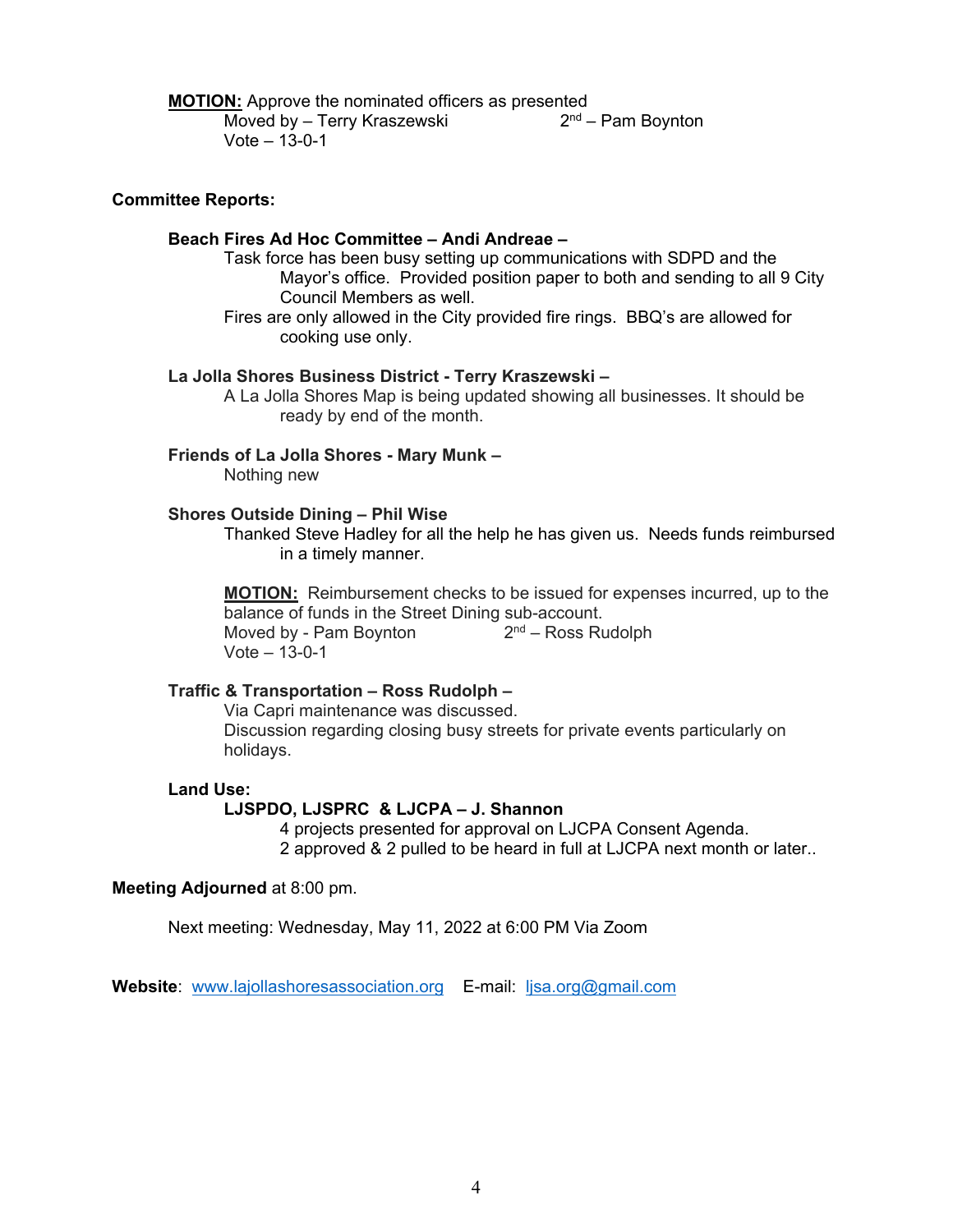**MOTION:** Approve the nominated officers as presented
Moved by – Terry Kraszewski 2nd – Pam Boynton
Vote – 13-0-1

**Committee Reports:**

**Beach Fires Ad Hoc Committee – Andi Andreae –**

Task force has been busy setting up communications with SDPD and the Mayor's office. Provided position paper to both and sending to all 9 City Council Members as well.

Fires are only allowed in the City provided fire rings. BBQ's are allowed for cooking use only.

**La Jolla Shores Business District - Terry Kraszewski –**

A La Jolla Shores Map is being updated showing all businesses. It should be ready by end of the month.

**Friends of La Jolla Shores - Mary Munk –**

Nothing new

**Shores Outside Dining – Phil Wise**

Thanked Steve Hadley for all the help he has given us. Needs funds reimbursed in a timely manner.

**MOTION:** Reimbursement checks to be issued for expenses incurred, up to the balance of funds in the Street Dining sub-account.
Moved by - Pam Boynton 2nd – Ross Rudolph
Vote – 13-0-1

**Traffic & Transportation – Ross Rudolph –**

Via Capri maintenance was discussed.
Discussion regarding closing busy streets for private events particularly on holidays.

**Land Use:**

**LJSPDO, LJSPRC & LJCPA – J. Shannon**

4 projects presented for approval on LJCPA Consent Agenda.
2 approved & 2 pulled to be heard in full at LJCPA next month or later..

**Meeting Adjourned** at 8:00 pm.

Next meeting: Wednesday, May 11, 2022 at 6:00 PM Via Zoom

**Website**: www.lajollashoresassociation.org E-mail: ljsa.org@gmail.com